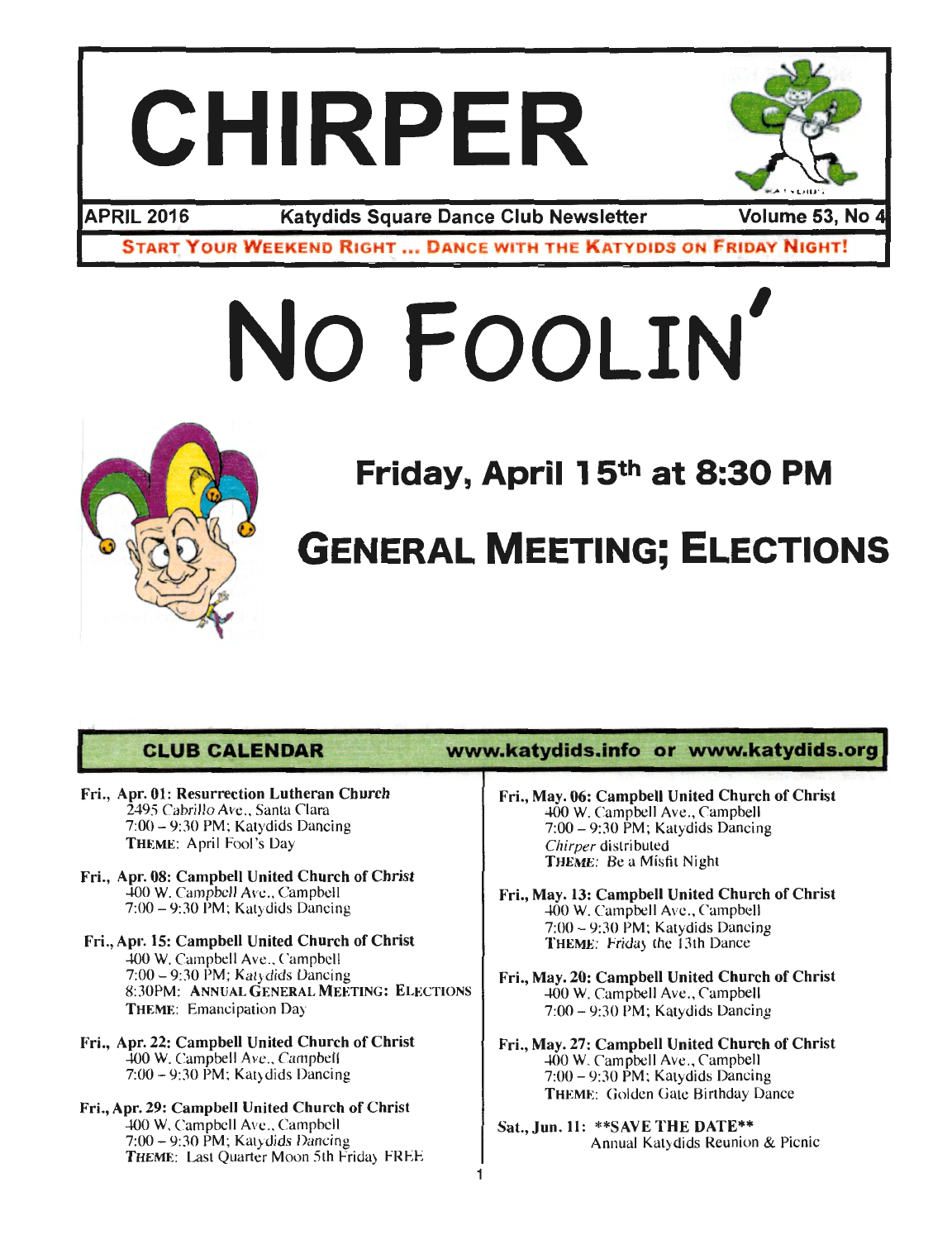# CHIRPER

**APRIL 2016** | **Katydids Square Dance Club Newsletter** | **Volume 53, No 4**

**START YOUR WEEKEND RIGHT ... DANCE WITH THE KATYDIDS ON FRIDAY NIGHT!**

# NO FOOLIN'

## Friday, April 15th at 8:30 PM

## GENERAL MEETING; ELECTIONS

### CLUB CALENDAR

www.katydids.info or www.katydids.org

**Fri., Apr. 01: Resurrection Lutheran Church**
2495 Cabrillo Ave., Santa Clara
7:00 – 9:30 PM; Katydids Dancing
**THEME**: April Fool's Day

**Fri., Apr. 08: Campbell United Church of Christ**
400 W. Campbell Ave., Campbell
7:00 – 9:30 PM; Katydids Dancing

**Fri., Apr. 15: Campbell United Church of Christ**
400 W. Campbell Ave., Campbell
7:00 – 9:30 PM; Katydids Dancing
8:30PM: **ANNUAL GENERAL MEETING: ELECTIONS**
**THEME**: Emancipation Day

**Fri., Apr. 22: Campbell United Church of Christ**
400 W. Campbell Ave., Campbell
7:00 – 9:30 PM; Katydids Dancing

**Fri., Apr. 29: Campbell United Church of Christ**
400 W. Campbell Ave., Campbell
7:00 – 9:30 PM; Katydids Dancing
**THEME**: Last Quarter Moon 5th Friday FREE

**Fri., May. 06: Campbell United Church of Christ**
400 W. Campbell Ave., Campbell
7:00 – 9:30 PM; Katydids Dancing
*Chirper* distributed
**THEME**: Be a Misfit Night

**Fri., May. 13: Campbell United Church of Christ**
400 W. Campbell Ave., Campbell
7:00 – 9:30 PM; Katydids Dancing
**THEME**: Friday the 13th Dance

**Fri., May. 20: Campbell United Church of Christ**
400 W. Campbell Ave., Campbell
7:00 – 9:30 PM; Katydids Dancing

**Fri., May. 27: Campbell United Church of Christ**
400 W. Campbell Ave., Campbell
7:00 – 9:30 PM; Katydids Dancing
**THEME**: Golden Gate Birthday Dance

**Sat., Jun. 11: \*\*SAVE THE DATE\*\***
Annual Katydids Reunion & Picnic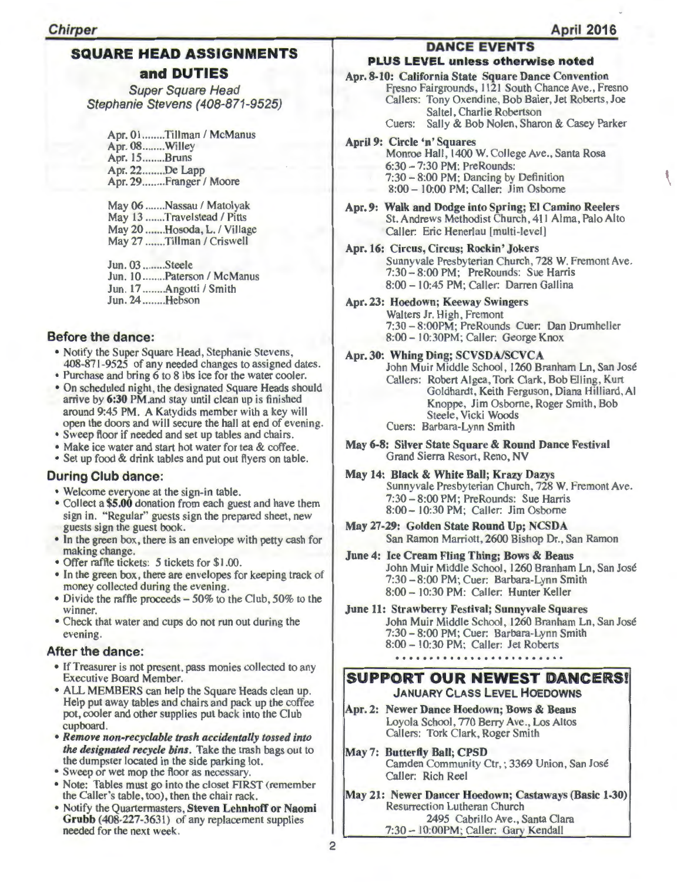## SQUARE HEAD ASSIGNMENTS and DUTIES

*Super Square Head*
*Stephanie Stevens (408-871-9525)*

Apr. 01........Tillman / McManus
Apr. 08........Willey
Apr. 15........Bruns
Apr. 22........De Lapp
Apr. 29........Franger / Moore

May 06 .......Nassau / Matolyak
May 13 .......Travelstead / Pitts
May 20 .......Hosoda, L. / Village
May 27 .......Tillman / Criswell

Jun. 03 ........Steele
Jun. 10 ........Paterson / McManus
Jun. 17 ........Angotti / Smith
Jun. 24 ........Hebson

### Before the dance:

- Notify the Super Square Head, Stephanie Stevens, 408-871-9525 of any needed changes to assigned dates.
- Purchase and bring 6 to 8 lbs ice for the water cooler.
- On scheduled night, the designated Square Heads should arrive by **6:30** PM and stay until clean up is finished around 9:45 PM. A Katydids member with a key will open the doors and will secure the hall at end of evening.
- Sweep floor if needed and set up tables and chairs.
- Make ice water and start hot water for tea & coffee.
- Set up food & drink tables and put out flyers on table.

### During Club dance:

- Welcome everyone at the sign-in table.
- Collect a **$5.00** donation from each guest and have them sign in. "Regular" guests sign the prepared sheet, new guests sign the guest book.
- In the green box, there is an envelope with petty cash for making change.
- Offer raffle tickets: 5 tickets for $1.00.
- In the green box, there are envelopes for keeping track of money collected during the evening.
- Divide the raffle proceeds – 50% to the Club, 50% to the winner.
- Check that water and cups do not run out during the evening.

### After the dance:

- If Treasurer is not present, pass monies collected to any Executive Board Member.
- ALL MEMBERS can help the Square Heads clean up. Help put away tables and chairs and pack up the coffee pot, cooler and other supplies put back into the Club cupboard.
- ***Remove non-recyclable trash accidentally tossed into the designated recycle bins.*** Take the trash bags out to the dumpster located in the side parking lot.
- Sweep or wet mop the floor as necessary.
- Note: Tables must go into the closet FIRST (remember the Caller's table, too), then the chair rack.
- Notify the Quartermasters, **Steven Lehnhoff or Naomi Grubb** (408-227-3631) of any replacement supplies needed for the next week.

## DANCE EVENTS

### PLUS LEVEL unless otherwise noted

**Apr. 8-10: California State Square Dance Convention**
Fresno Fairgrounds, 1121 South Chance Ave., Fresno
Callers: Tony Oxendine, Bob Baier, Jet Roberts, Joe Saltel, Charlie Robertson
Cuers: Sally & Bob Nolen, Sharon & Casey Parker

**April 9: Circle 'n' Squares**
Monroe Hall, 1400 W. College Ave., Santa Rosa
6:30 – 7:30 PM: PreRounds:
7:30 – 8:00 PM; Dancing by Definition
8:00 – 10:00 PM; Caller: Jim Osborne

**Apr. 9: Walk and Dodge into Spring; El Camino Reelers**
St. Andrews Methodist Church, 411 Alma, Palo Alto
Caller: Eric Henerlau [multi-level]

**Apr. 16: Circus, Circus; Rockin' Jokers**
Sunnyvale Presbyterian Church, 728 W. Fremont Ave.
7:30 – 8:00 PM; PreRounds: Sue Harris
8:00 – 10:45 PM; Caller: Darren Gallina

**Apr. 23: Hoedown; Keeway Swingers**
Walters Jr. High, Fremont
7:30 – 8:00PM; PreRounds Cuer: Dan Drumheller
8:00 – 10:30PM; Caller: George Knox

**Apr. 30: Whing Ding; SCVSDA/SCVCA**
John Muir Middle School, 1260 Branham Ln, San José
Callers: Robert Algea, Tork Clark, Bob Elling, Kurt Goldhardt, Keith Ferguson, Diana Hilliard, Al Knoppe, Jim Osborne, Roger Smith, Bob Steele, Vicki Woods
Cuers: Barbara-Lynn Smith

**May 6-8: Silver State Square & Round Dance Festival**
Grand Sierra Resort, Reno, NV

**May 14: Black & White Ball; Krazy Dazys**
Sunnyvale Presbyterian Church, 728 W. Fremont Ave.
7:30 – 8:00 PM; PreRounds: Sue Harris
8:00 – 10:30 PM; Caller: Jim Osborne

**May 27-29: Golden State Round Up; NCSDA**
San Ramon Marriott, 2600 Bishop Dr., San Ramon

**June 4: Ice Cream Fling Thing; Bows & Beaus**
John Muir Middle School, 1260 Branham Ln, San José
7:30 – 8:00 PM; Cuer: Barbara-Lynn Smith
8:00 – 10:30 PM: Caller: Hunter Keller

**June 11: Strawberry Festival; Sunnyvale Squares**
John Muir Middle School, 1260 Branham Ln, San José
7:30 – 8:00 PM; Cuer: Barbara-Lynn Smith
8:00 – 10:30 PM; Caller: Jet Roberts

## SUPPORT OUR NEWEST DANCERS!

### JANUARY CLASS LEVEL HOEDOWNS

**Apr. 2: Newer Dance Hoedown; Bows & Beaus**
Loyola School, 770 Berry Ave., Los Altos
Callers: Tork Clark, Roger Smith

**May 7: Butterfly Ball; CPSD**
Camden Community Ctr, ; 3369 Union, San José
Caller: Rich Reel

**May 21: Newer Dancer Hoedown; Castaways (Basic 1-30)**
Resurrection Lutheran Church
2495 Cabrillo Ave., Santa Clara
7:30 – 10:00PM; Caller: Gary Kendall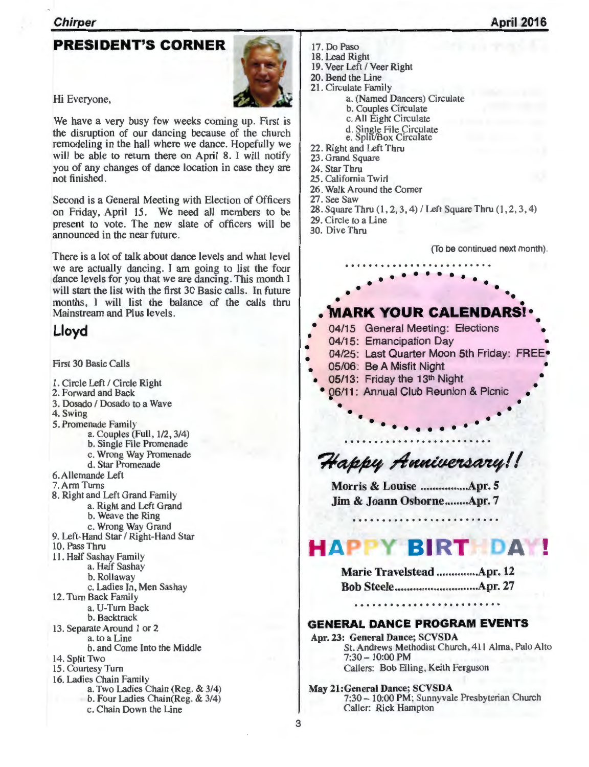## PRESIDENT'S CORNER

Hi Everyone,

We have a very busy few weeks coming up. First is the disruption of our dancing because of the church remodeling in the hall where we dance. Hopefully we will be able to return there on April 8. I will notify you of any changes of dance location in case they are not finished.

Second is a General Meeting with Election of Officers on Friday, April 15. We need all members to be present to vote. The new slate of officers will be announced in the near future.

There is a lot of talk about dance levels and what level we are actually dancing. I am going to list the four dance levels for you that we are dancing. This month I will start the list with the first 30 Basic calls. In future months, I will list the balance of the calls thru Mainstream and Plus levels.

**Lloyd**

First 30 Basic Calls

1. Circle Left / Circle Right
2. Forward and Back
3. Dosado / Dosado to a Wave
4. Swing
5. Promenade Family
   a. Couples (Full, 1/2, 3/4)
   b. Single File Promenade
   c. Wrong Way Promenade
   d. Star Promenade
6. Allemande Left
7. Arm Turns
8. Right and Left Grand Family
   a. Right and Left Grand
   b. Weave the Ring
   c. Wrong Way Grand
9. Left-Hand Star / Right-Hand Star
10. Pass Thru
11. Half Sashay Family
    a. Half Sashay
    b. Rollaway
    c. Ladies In, Men Sashay
12. Turn Back Family
    a. U-Turn Back
    b. Backtrack
13. Separate Around 1 or 2
    a. to a Line
    b. and Come Into the Middle
14. Split Two
15. Courtesy Turn
16. Ladies Chain Family
    a. Two Ladies Chain (Reg. & 3/4)
    b. Four Ladies Chain(Reg. & 3/4)
    c. Chain Down the Line
17. Do Paso
18. Lead Right
19. Veer Left / Veer Right
20. Bend the Line
21. Circulate Family
    a. (Named Dancers) Circulate
    b. Couples Circulate
    c. All Eight Circulate
    d. Single File Circulate
    e. Split/Box Circulate
22. Right and Left Thru
23. Grand Square
24. Star Thru
25. California Twirl
26. Walk Around the Corner
27. See Saw
28. Square Thru (1, 2, 3, 4) / Left Square Thru (1, 2, 3, 4)
29. Circle to a Line
30. Dive Thru

(To be continued next month).

## MARK YOUR CALENDARS!

04/15 General Meeting: Elections
04/15: Emancipation Day
04/25: Last Quarter Moon 5th Friday: FREE
05/06: Be A Misfit Night
05/13: Friday the 13th Night
06/11: Annual Club Reunion & Picnic

## *Happy Anniversary!!*

**Morris & Louise ................Apr. 5**
**Jim & Joann Osborne........Apr. 7**

## HAPPY BIRTHDAY!

**Marie Travelstead ..............Apr. 12**
**Bob Steele............................Apr. 27**

## GENERAL DANCE PROGRAM EVENTS

**Apr. 23: General Dance; SCVSDA**
St. Andrews Methodist Church, 411 Alma, Palo Alto
7:30 – 10:00 PM
Callers: Bob Elling, Keith Ferguson

**May 21: General Dance; SCVSDA**
7:30 – 10:00 PM; Sunnyvale Presbyterian Church
Caller: Rick Hampton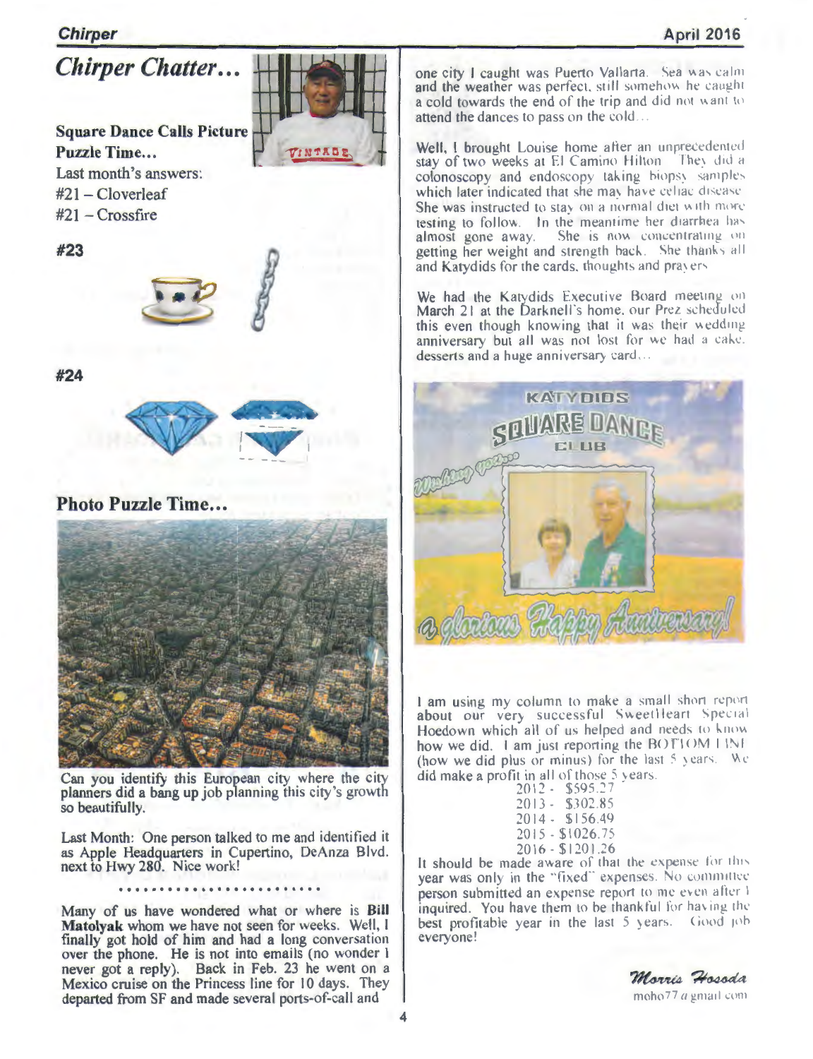# *Chirper Chatter…*

**Square Dance Calls Picture Puzzle Time…**

Last month's answers:

#21 – Cloverleaf

#21 – Crossfire

**#23**

**#24**

## Photo Puzzle Time…

Can you identify this European city where the city planners did a bang up job planning this city's growth so beautifully.

Last Month: One person talked to me and identified it as Apple Headquarters in Cupertino, DeAnza Blvd. next to Hwy 280. Nice work!

………………………

Many of us have wondered what or where is **Bill Matolyak** whom we have not seen for weeks. Well, I finally got hold of him and had a long conversation over the phone. He is not into emails (no wonder I never got a reply). Back in Feb. 23 he went on a Mexico cruise on the Princess line for 10 days. They departed from SF and made several ports-of-call and one city I caught was Puerto Vallarta. Sea was calm and the weather was perfect, still somehow he caught a cold towards the end of the trip and did not want to attend the dances to pass on the cold…

Well, I brought Louise home after an unprecedented stay of two weeks at El Camino Hilton. They did a colonoscopy and endoscopy taking biopsy samples which later indicated that she may have celiac disease. She was instructed to stay on a normal diet with more testing to follow. In the meantime her diarrhea has almost gone away. She is now concentrating on getting her weight and strength back. She thanks all and Katydids for the cards, thoughts and prayers.

We had the Katydids Executive Board meeting on March 21 at the Darknell's home, our Prez scheduled this even though knowing that it was their wedding anniversary but all was not lost for we had a cake, desserts and a huge anniversary card…

I am using my column to make a small short report about our very successful SweetHeart Special Hoedown which all of us helped and needs to know how we did. I am just reporting the BOTTOM LINE (how we did plus or minus) for the last 5 years. We did make a profit in all of those 5 years.

2012 - $595.27
2013 - $302.85
2014 - $156.49
2015 - $1026.75
2016 - $1201.26

It should be made aware of that the expense for this year was only in the "fixed" expenses. No committee person submitted an expense report to me even after I inquired. You have them to be thankful for having the best profitable year in the last 5 years. Good job everyone!

*Morris Hosoda*

moho77@gmail.com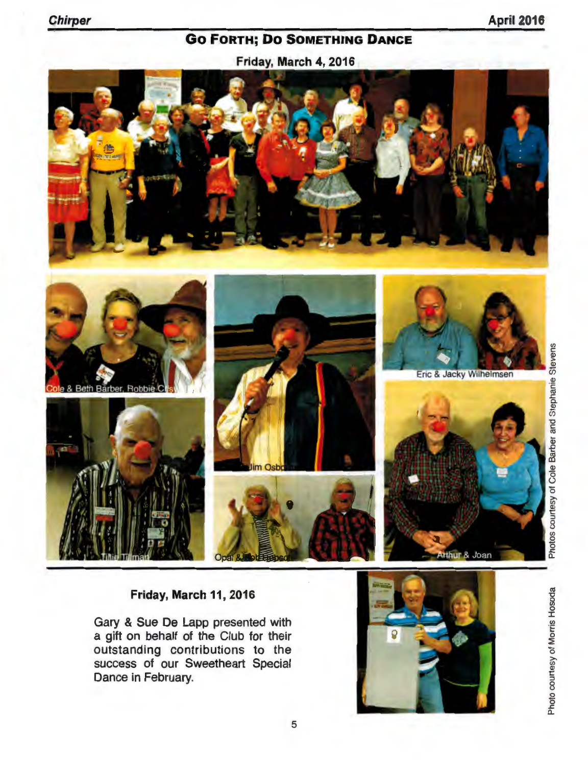## Go Forth; Do Something Dance

**Friday, March 4, 2016**

Cole & Beth Barber, Robbie C...

Eric & Jacky Wilhelmsen

Jim Osb...

Tillie Tillman

Opal & ...

Arthur & Joan

Photos courtesy of Cole Barber and Stephanie Stevens

**Friday, March 11, 2016**

Gary & Sue De Lapp presented with a gift on behalf of the Club for their outstanding contributions to the success of our Sweetheart Special Dance in February.

Photo courtesy of Morris Hosoda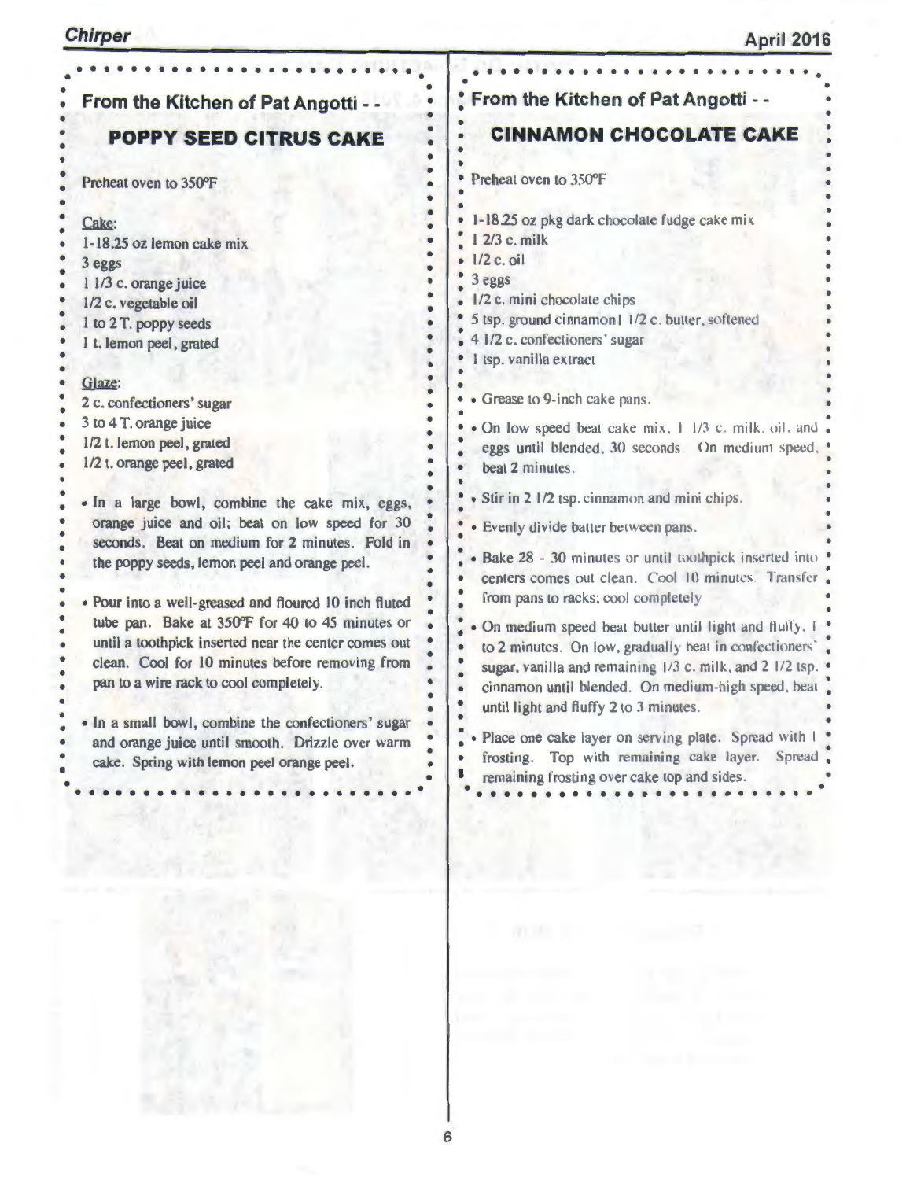## From the Kitchen of Pat Angotti - -

### POPPY SEED CITRUS CAKE

Preheat oven to 350°F

Cake:
1-18.25 oz lemon cake mix
3 eggs
1 1/3 c. orange juice
1/2 c. vegetable oil
1 to 2 T. poppy seeds
1 t. lemon peel, grated

Glaze:
2 c. confectioners' sugar
3 to 4 T. orange juice
1/2 t. lemon peel, grated
1/2 t. orange peel, grated

- In a large bowl, combine the cake mix, eggs, orange juice and oil; beat on low speed for 30 seconds. Beat on medium for 2 minutes. Fold in the poppy seeds, lemon peel and orange peel.
- Pour into a well-greased and floured 10 inch fluted tube pan. Bake at 350°F for 40 to 45 minutes or until a toothpick inserted near the center comes out clean. Cool for 10 minutes before removing from pan to a wire rack to cool completely.
- In a small bowl, combine the confectioners' sugar and orange juice until smooth. Drizzle over warm cake. Spring with lemon peel orange peel.

## From the Kitchen of Pat Angotti - -

### CINNAMON CHOCOLATE CAKE

Preheat oven to 350°F

1-18.25 oz pkg dark chocolate fudge cake mix
1 2/3 c. milk
1/2 c. oil
3 eggs
1/2 c. mini chocolate chips
5 tsp. ground cinnamon1 1/2 c. butter, softened
4 1/2 c. confectioners' sugar
1 tsp. vanilla extract

- Grease to 9-inch cake pans.
- On low speed beat cake mix, 1 1/3 c. milk, oil, and eggs until blended, 30 seconds. On medium speed, beat 2 minutes.
- Stir in 2 1/2 tsp. cinnamon and mini chips.
- Evenly divide batter between pans.
- Bake 28 - 30 minutes or until toothpick inserted into centers comes out clean. Cool 10 minutes. Transfer from pans to racks; cool completely
- On medium speed beat butter until light and fluffy, 1 to 2 minutes. On low, gradually beat in confectioners' sugar, vanilla and remaining 1/3 c. milk, and 2 1/2 tsp. cinnamon until blended. On medium-high speed, beat until light and fluffy 2 to 3 minutes.
- Place one cake layer on serving plate. Spread with 1 frosting. Top with remaining cake layer. Spread remaining frosting over cake top and sides.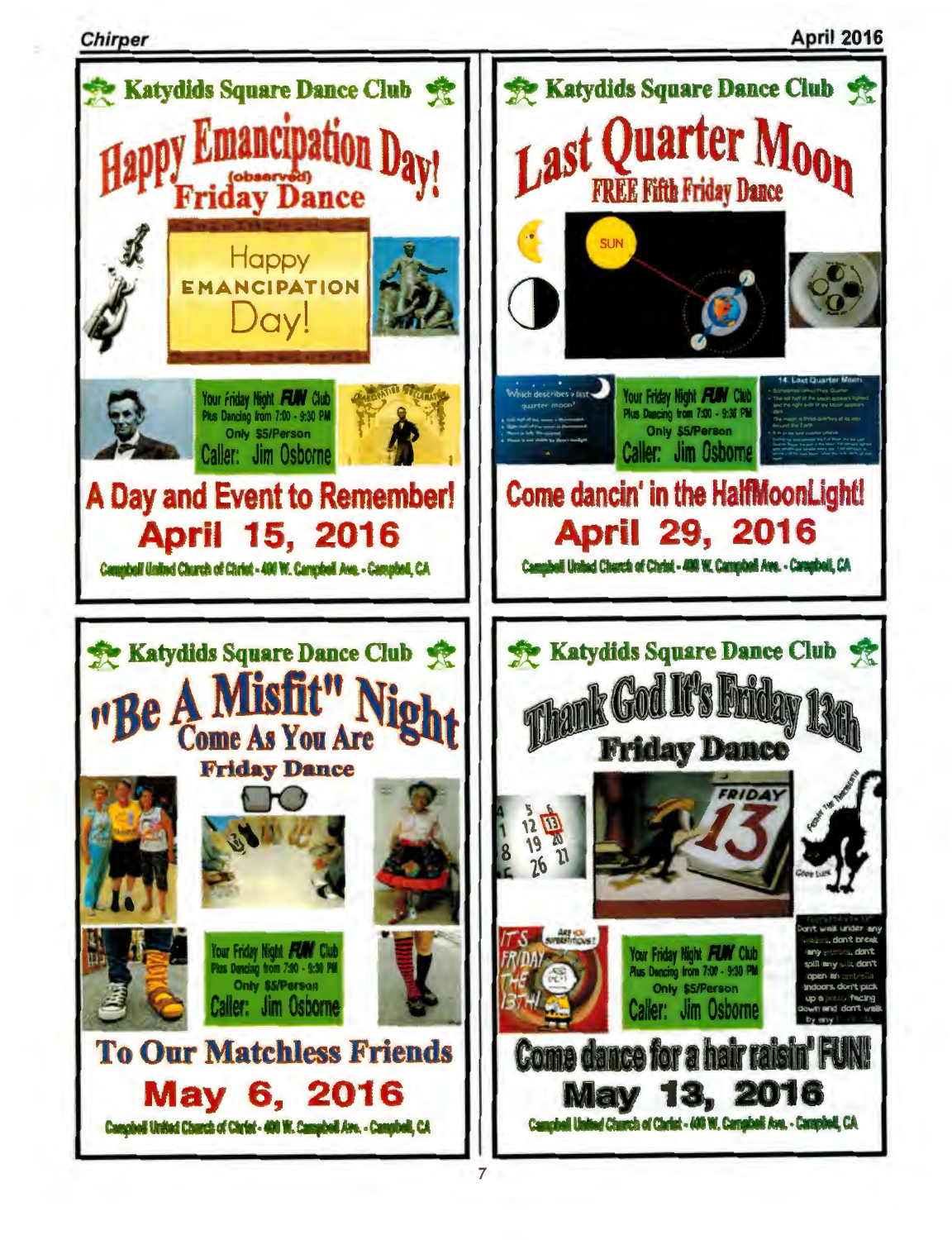## Katydids Square Dance Club

# Happy Emancipation Day!

(observed)

## Friday Dance

Happy EMANCIPATION Day!

Your Friday Night **FUN** Club
Plus Dancing from 7:00 - 9:30 PM
Only $5/Person
Caller: Jim Osborne

**A Day and Event to Remember!**

**April 15, 2016**

Campbell United Church of Christ - 400 W. Campbell Ave. - Campbell, CA

---

## Katydids Square Dance Club

# Last Quarter Moon

## FREE Fifth Friday Dance

Your Friday Night **FUN** Club
Plus Dancing from 7:00 - 9:30 PM
Only $5/Person
Caller: Jim Osborne

**Come dancin' in the HalfMoonLight!**

**April 29, 2016**

Campbell United Church of Christ - 400 W. Campbell Ave. - Campbell, CA

---

## Katydids Square Dance Club

# "Be A Misfit" Night

## Come As You Are

## Friday Dance

Your Friday Night **FUN** Club
Plus Dancing from 7:00 - 9:30 PM
Only $5/Person
Caller: Jim Osborne

**To Our Matchless Friends**

**May 6, 2016**

Campbell United Church of Christ - 400 W. Campbell Ave. - Campbell, CA

---

## Katydids Square Dance Club

# Thank God It's Friday 13th

## Friday Dance

Your Friday Night **FUN** Club
Plus Dancing from 7:00 - 9:30 PM
Only $5/Person
Caller: Jim Osborne

**Come dance for a hair raisin' FUN!**

**May 13, 2016**

Campbell United Church of Christ - 400 W. Campbell Ave. - Campbell, CA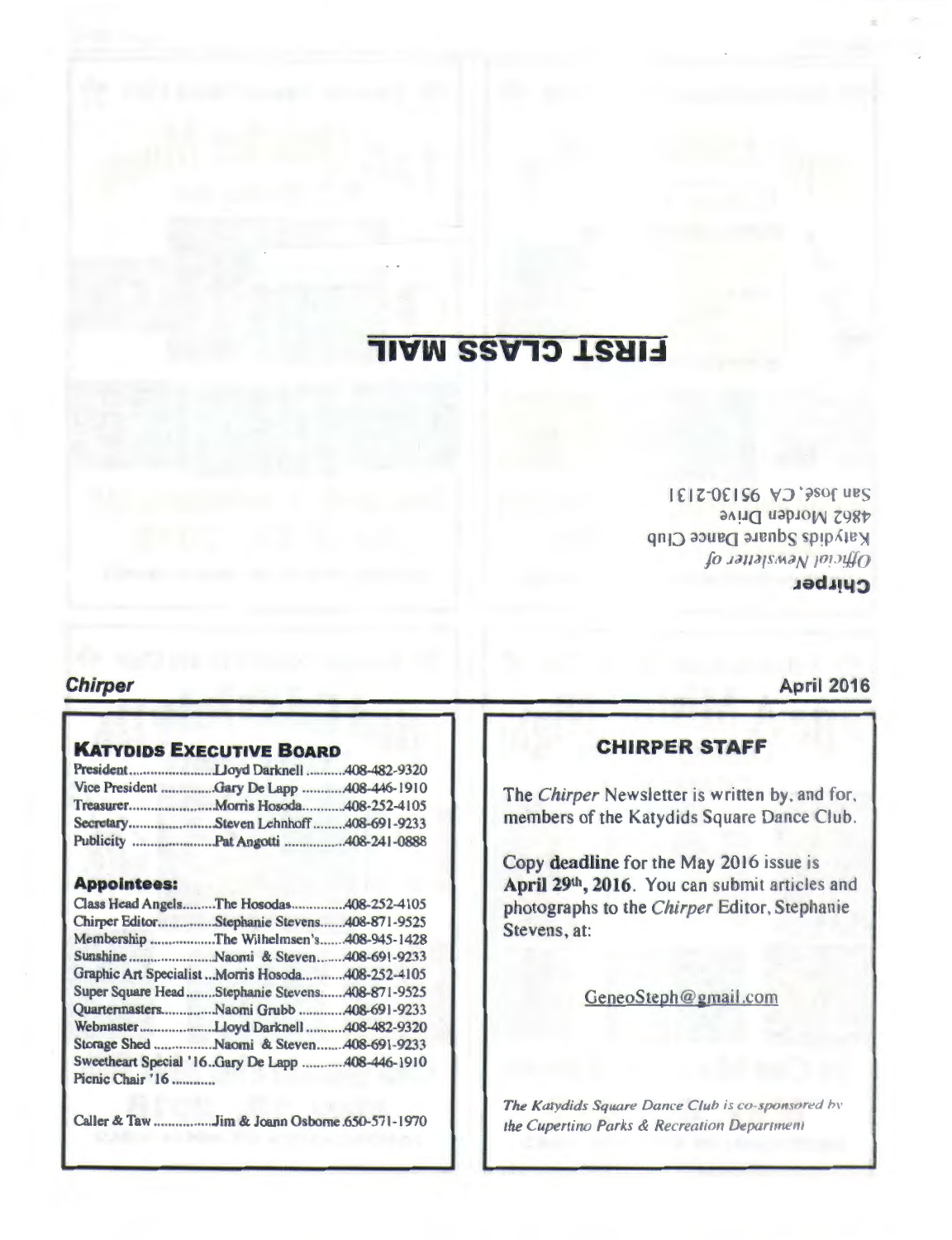# FIRST CLASS MAIL

**Chirper**
*Official Newsletter of*
Katydids Square Dance Club
4862 Morden Drive
San José, CA 95130-2131

## KATYDIDS EXECUTIVE BOARD

| | | |
|---|---|---|
| President | Lloyd Darknell | 408-482-9320 |
| Vice President | Gary De Lapp | 408-446-1910 |
| Treasurer | Morris Hosoda | 408-252-4105 |
| Secretary | Steven Lehnhoff | 408-691-9233 |
| Publicity | Pat Angotti | 408-241-0888 |

### Appointees:

| | | |
|---|---|---|
| Class Head Angels | The Hosodas | 408-252-4105 |
| Chirper Editor | Stephanie Stevens | 408-871-9525 |
| Membership | The Wilhelmsen's | 408-945-1428 |
| Sunshine | Naomi & Steven | 408-691-9233 |
| Graphic Art Specialist | Morris Hosoda | 408-252-4105 |
| Super Square Head | Stephanie Stevens | 408-871-9525 |
| Quartermasters | Naomi Grubb | 408-691-9233 |
| Webmaster | Lloyd Darknell | 408-482-9320 |
| Storage Shed | Naomi & Steven | 408-691-9233 |
| Sweetheart Special '16 | Gary De Lapp | 408-446-1910 |
| Picnic Chair '16 | | |

| | | |
|---|---|---|
| Caller & Taw | Jim & Joann Osborne | 650-571-1970 |

## CHIRPER STAFF

The *Chirper* Newsletter is written by, and for, members of the Katydids Square Dance Club.

Copy **deadline** for the May 2016 issue is **April 29th, 2016**. You can submit articles and photographs to the *Chirper* Editor, Stephanie Stevens, at:

GeneoSteph@gmail.com

*The Katydids Square Dance Club is co-sponsored by the Cupertino Parks & Recreation Department*